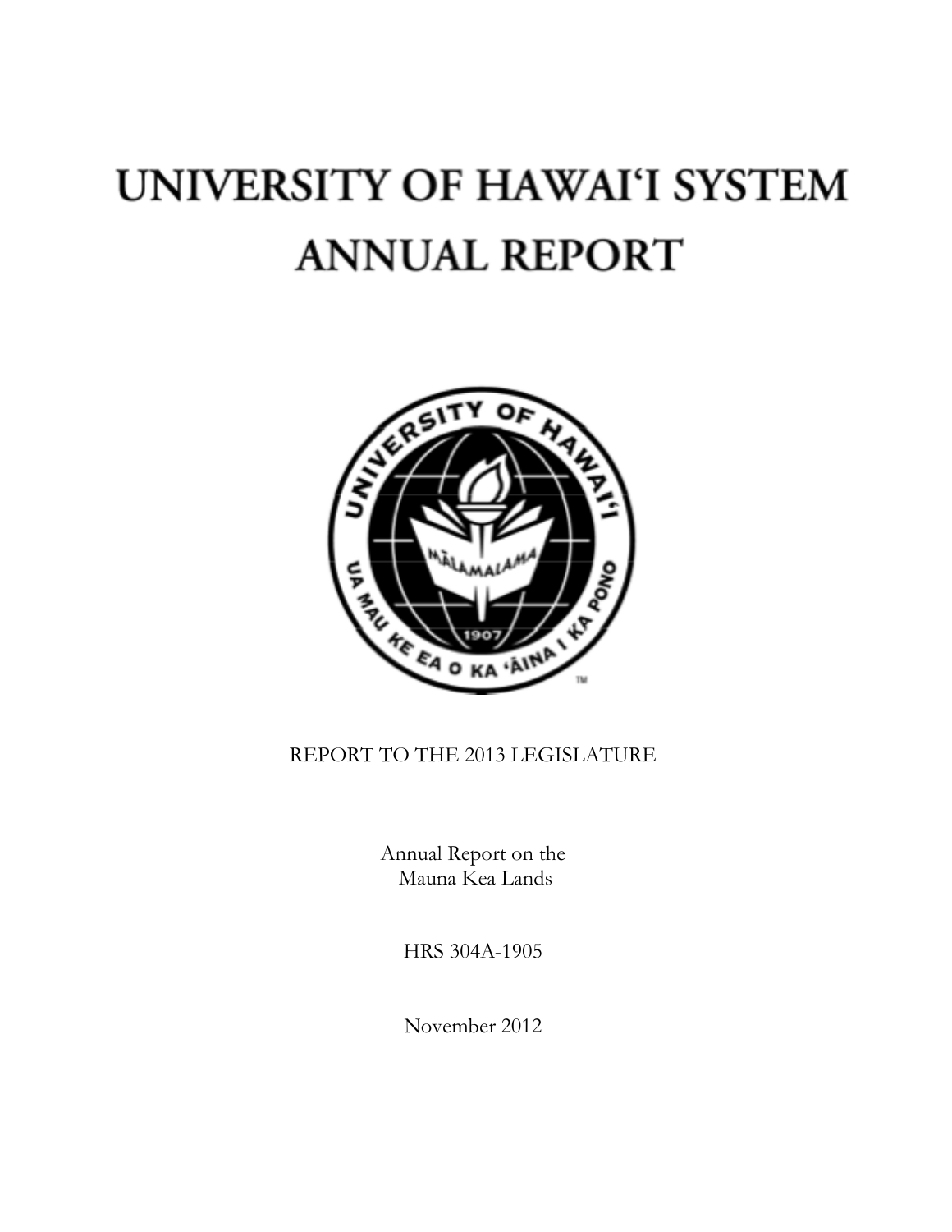# UNIVERSITY OF HAWAI'I SYSTEM ANNUAL REPORT

REPORT TO THE 2013 LEGISLATURE

Annual Report on the Mauna Kea Lands

HRS 304A-1905

November 2012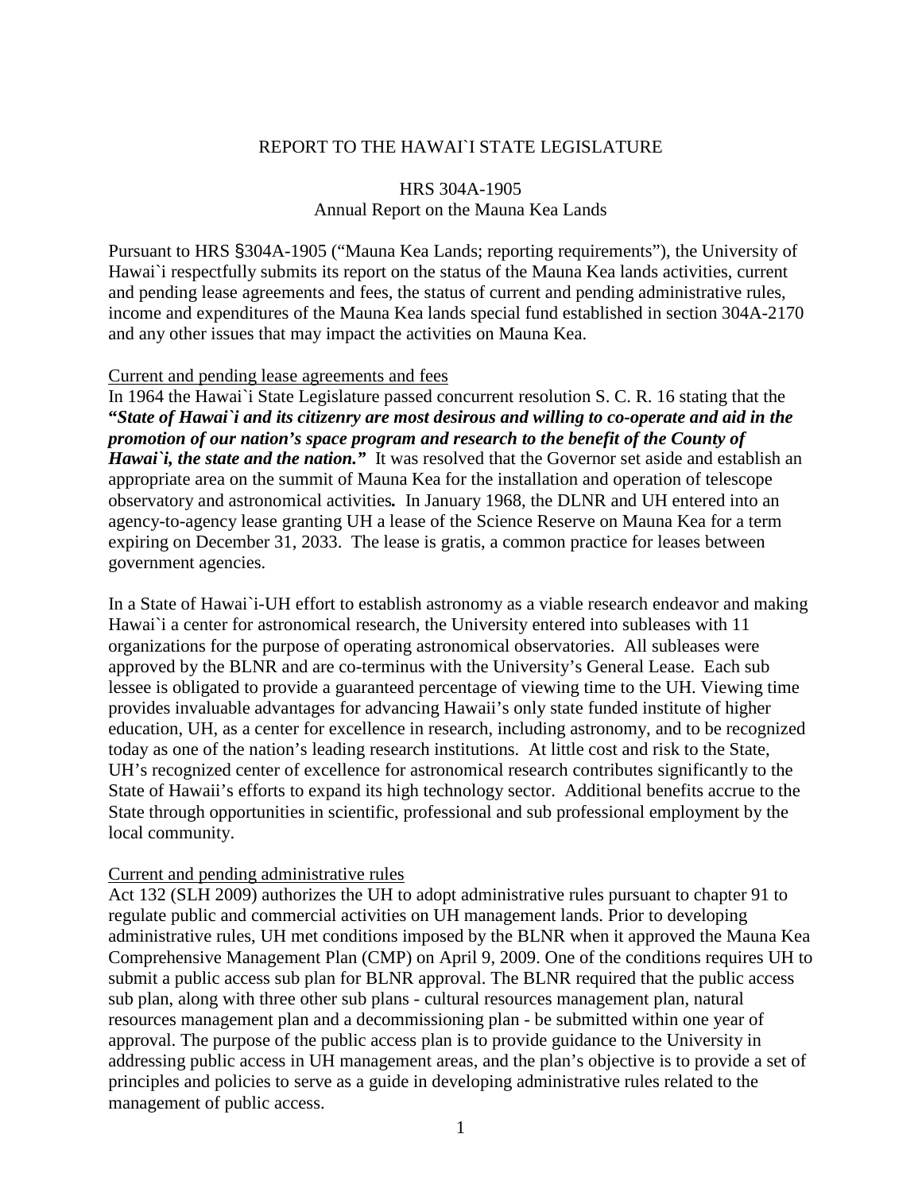REPORT TO THE HAWAI`I STATE LEGISLATURE

HRS 304A-1905
Annual Report on the Mauna Kea Lands

Pursuant to HRS §304A-1905 ("Mauna Kea Lands; reporting requirements"), the University of Hawai`i respectfully submits its report on the status of the Mauna Kea lands activities, current and pending lease agreements and fees, the status of current and pending administrative rules, income and expenditures of the Mauna Kea lands special fund established in section 304A-2170 and any other issues that may impact the activities on Mauna Kea.

Current and pending lease agreements and fees

In 1964 the Hawai`i State Legislature passed concurrent resolution S. C. R. 16 stating that the ***"State of Hawai`i and its citizenry are most desirous and willing to co-operate and aid in the promotion of our nation's space program and research to the benefit of the County of Hawai`i, the state and the nation."*** It was resolved that the Governor set aside and establish an appropriate area on the summit of Mauna Kea for the installation and operation of telescope observatory and astronomical activities***.*** In January 1968, the DLNR and UH entered into an agency-to-agency lease granting UH a lease of the Science Reserve on Mauna Kea for a term expiring on December 31, 2033. The lease is gratis, a common practice for leases between government agencies.

In a State of Hawai`i-UH effort to establish astronomy as a viable research endeavor and making Hawai`i a center for astronomical research, the University entered into subleases with 11 organizations for the purpose of operating astronomical observatories. All subleases were approved by the BLNR and are co-terminus with the University's General Lease. Each sub lessee is obligated to provide a guaranteed percentage of viewing time to the UH. Viewing time provides invaluable advantages for advancing Hawaii's only state funded institute of higher education, UH, as a center for excellence in research, including astronomy, and to be recognized today as one of the nation's leading research institutions. At little cost and risk to the State, UH's recognized center of excellence for astronomical research contributes significantly to the State of Hawaii's efforts to expand its high technology sector. Additional benefits accrue to the State through opportunities in scientific, professional and sub professional employment by the local community.

Current and pending administrative rules

Act 132 (SLH 2009) authorizes the UH to adopt administrative rules pursuant to chapter 91 to regulate public and commercial activities on UH management lands. Prior to developing administrative rules, UH met conditions imposed by the BLNR when it approved the Mauna Kea Comprehensive Management Plan (CMP) on April 9, 2009. One of the conditions requires UH to submit a public access sub plan for BLNR approval. The BLNR required that the public access sub plan, along with three other sub plans - cultural resources management plan, natural resources management plan and a decommissioning plan - be submitted within one year of approval. The purpose of the public access plan is to provide guidance to the University in addressing public access in UH management areas, and the plan's objective is to provide a set of principles and policies to serve as a guide in developing administrative rules related to the management of public access.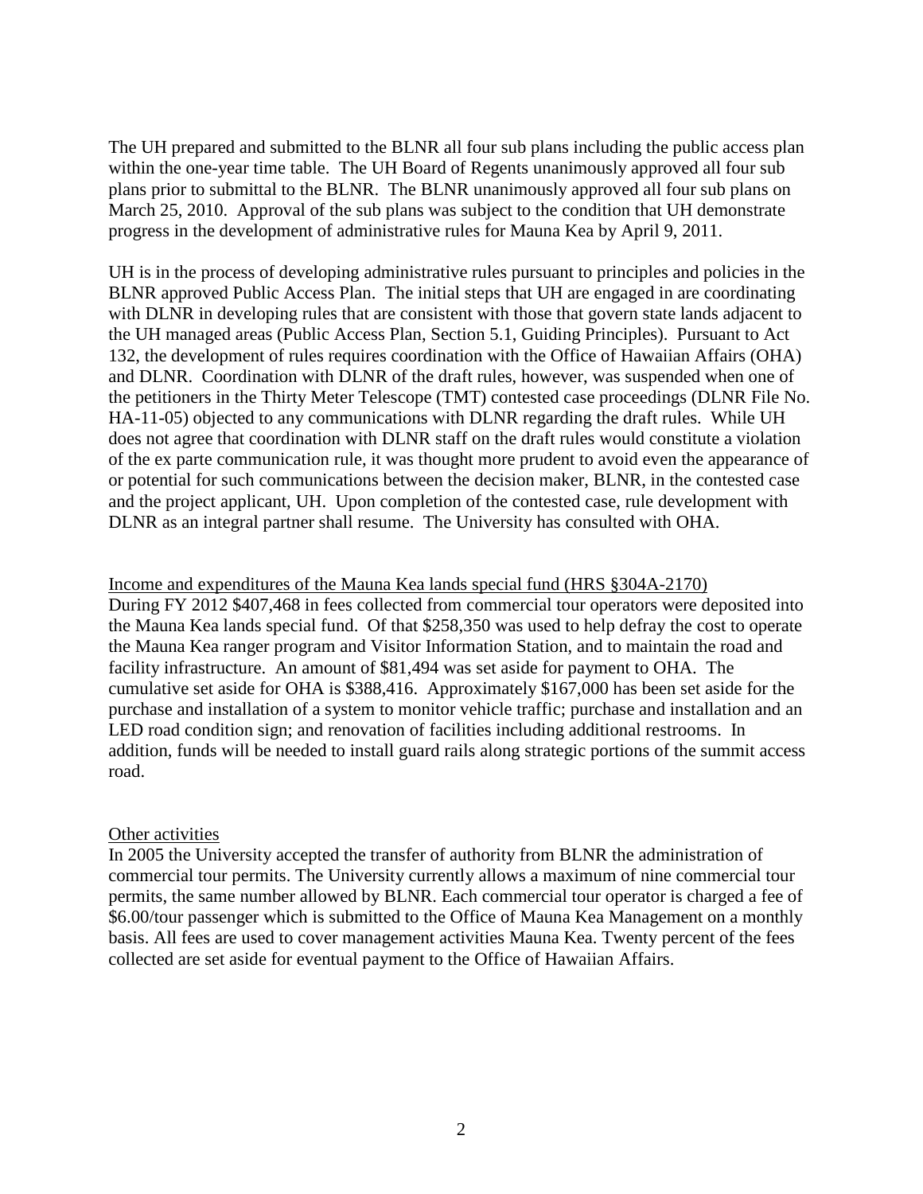The UH prepared and submitted to the BLNR all four sub plans including the public access plan within the one-year time table. The UH Board of Regents unanimously approved all four sub plans prior to submittal to the BLNR. The BLNR unanimously approved all four sub plans on March 25, 2010. Approval of the sub plans was subject to the condition that UH demonstrate progress in the development of administrative rules for Mauna Kea by April 9, 2011.

UH is in the process of developing administrative rules pursuant to principles and policies in the BLNR approved Public Access Plan. The initial steps that UH are engaged in are coordinating with DLNR in developing rules that are consistent with those that govern state lands adjacent to the UH managed areas (Public Access Plan, Section 5.1, Guiding Principles). Pursuant to Act 132, the development of rules requires coordination with the Office of Hawaiian Affairs (OHA) and DLNR. Coordination with DLNR of the draft rules, however, was suspended when one of the petitioners in the Thirty Meter Telescope (TMT) contested case proceedings (DLNR File No. HA-11-05) objected to any communications with DLNR regarding the draft rules. While UH does not agree that coordination with DLNR staff on the draft rules would constitute a violation of the ex parte communication rule, it was thought more prudent to avoid even the appearance of or potential for such communications between the decision maker, BLNR, in the contested case and the project applicant, UH. Upon completion of the contested case, rule development with DLNR as an integral partner shall resume. The University has consulted with OHA.

<u>Income and expenditures of the Mauna Kea lands special fund (HRS §304A-2170)</u>

During FY 2012 $407,468 in fees collected from commercial tour operators were deposited into the Mauna Kea lands special fund. Of that $258,350 was used to help defray the cost to operate the Mauna Kea ranger program and Visitor Information Station, and to maintain the road and facility infrastructure. An amount of $81,494 was set aside for payment to OHA. The cumulative set aside for OHA is $388,416. Approximately $167,000 has been set aside for the purchase and installation of a system to monitor vehicle traffic; purchase and installation and an LED road condition sign; and renovation of facilities including additional restrooms. In addition, funds will be needed to install guard rails along strategic portions of the summit access road.

<u>Other activities</u>

In 2005 the University accepted the transfer of authority from BLNR the administration of commercial tour permits. The University currently allows a maximum of nine commercial tour permits, the same number allowed by BLNR. Each commercial tour operator is charged a fee of $6.00/tour passenger which is submitted to the Office of Mauna Kea Management on a monthly basis. All fees are used to cover management activities Mauna Kea. Twenty percent of the fees collected are set aside for eventual payment to the Office of Hawaiian Affairs.